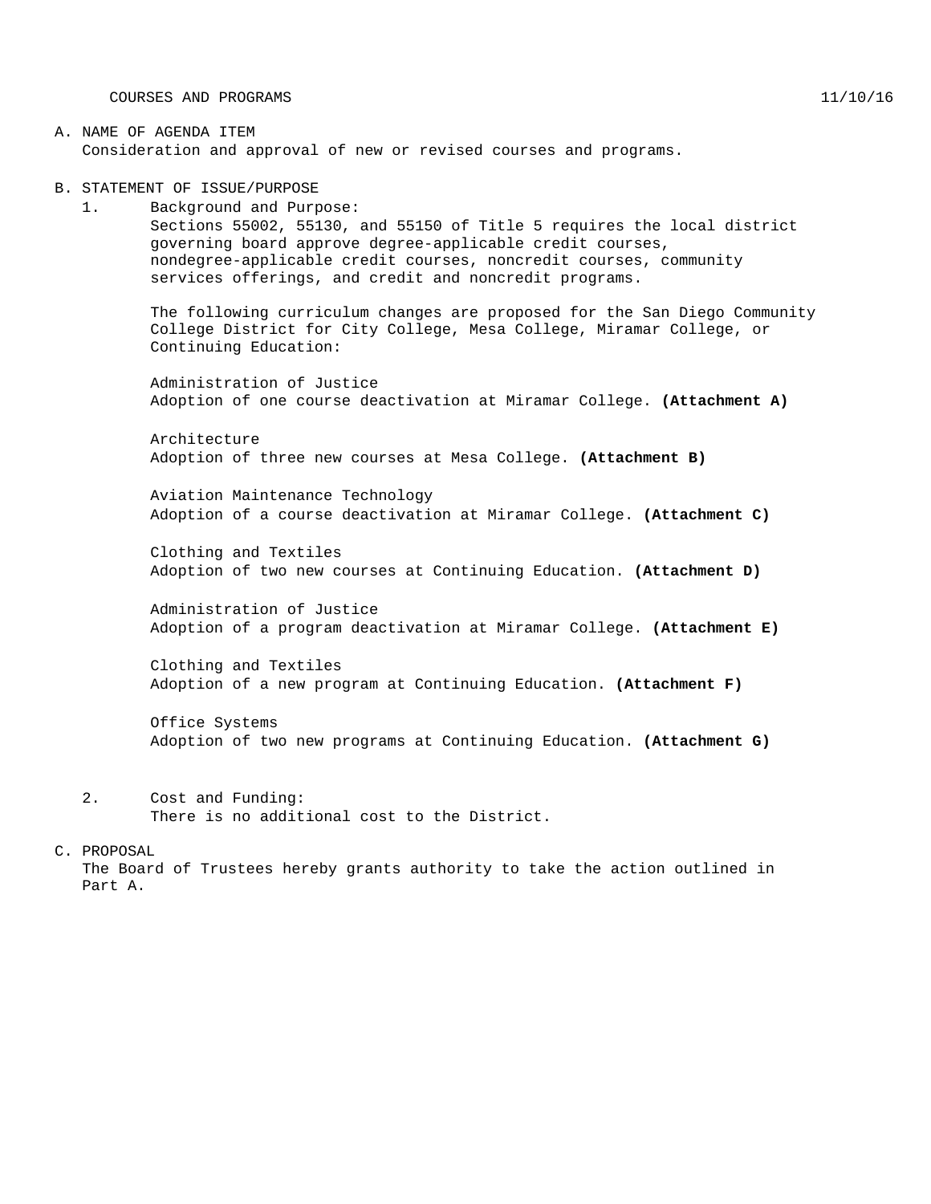COURSES AND PROGRAMS 11/10/16

A. NAME OF AGENDA ITEM

Consideration and approval of new or revised courses and programs.

B. STATEMENT OF ISSUE/PURPOSE

1. Background and Purpose:

Sections 55002, 55130, and 55150 of Title 5 requires the local district governing board approve degree-applicable credit courses, nondegree-applicable credit courses, noncredit courses, community services offerings, and credit and noncredit programs.

The following curriculum changes are proposed for the San Diego Community College District for City College, Mesa College, Miramar College, or Continuing Education:

Administration of Justice
Adoption of one course deactivation at Miramar College. **(Attachment A)**

Architecture
Adoption of three new courses at Mesa College. **(Attachment B)**

Aviation Maintenance Technology
Adoption of a course deactivation at Miramar College. **(Attachment C)**

Clothing and Textiles
Adoption of two new courses at Continuing Education. **(Attachment D)**

Administration of Justice
Adoption of a program deactivation at Miramar College. **(Attachment E)**

Clothing and Textiles
Adoption of a new program at Continuing Education. **(Attachment F)**

Office Systems
Adoption of two new programs at Continuing Education. **(Attachment G)**

2. Cost and Funding:

There is no additional cost to the District.

C. PROPOSAL

The Board of Trustees hereby grants authority to take the action outlined in Part A.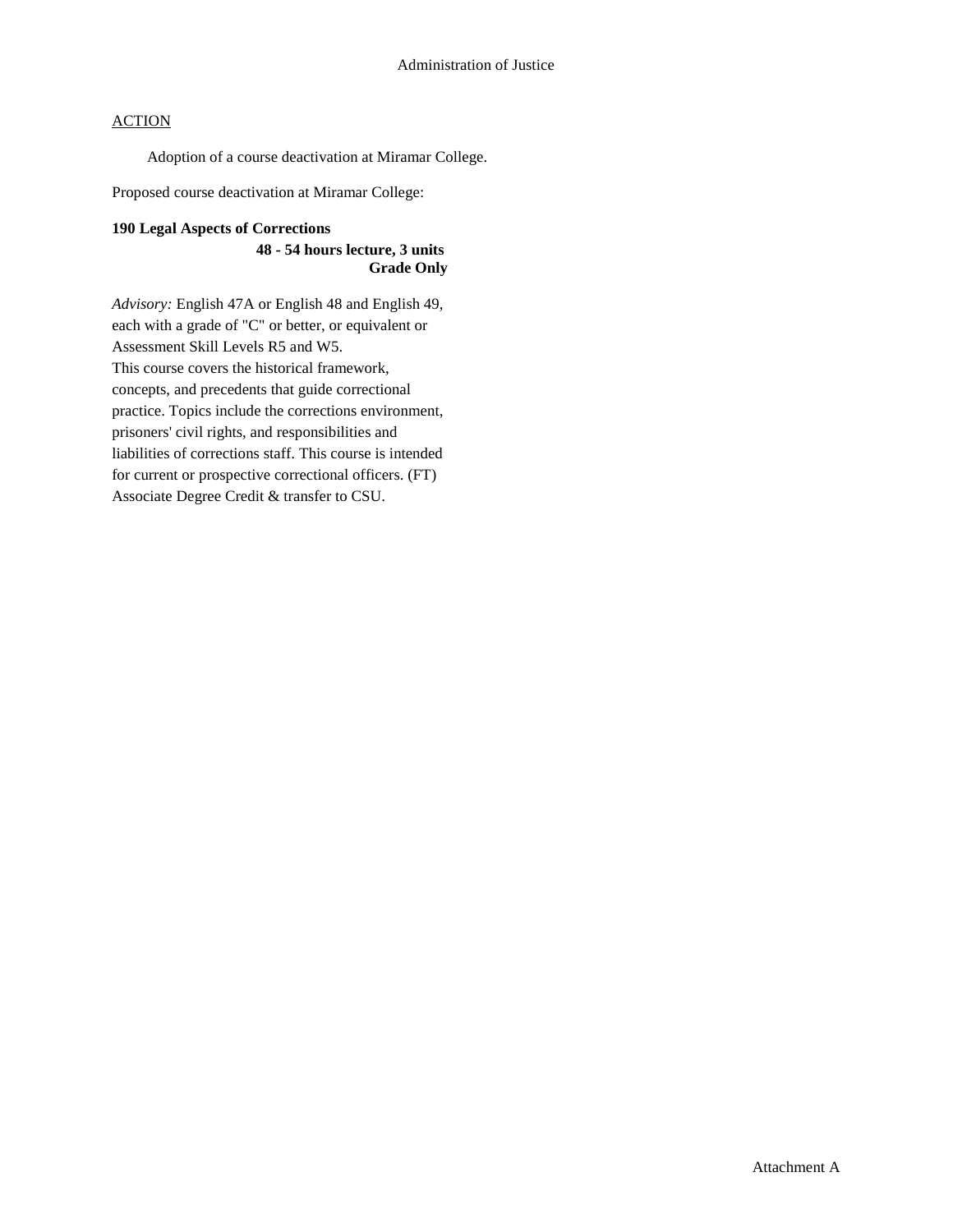Administration of Justice

ACTION

Adoption of a course deactivation at Miramar College.

Proposed course deactivation at Miramar College:

**190 Legal Aspects of Corrections**
**48 - 54 hours lecture, 3 units**
**Grade Only**

*Advisory:* English 47A or English 48 and English 49, each with a grade of "C" or better, or equivalent or Assessment Skill Levels R5 and W5.
This course covers the historical framework, concepts, and precedents that guide correctional practice. Topics include the corrections environment, prisoners' civil rights, and responsibilities and liabilities of corrections staff. This course is intended for current or prospective correctional officers. (FT)
Associate Degree Credit & transfer to CSU.

Attachment A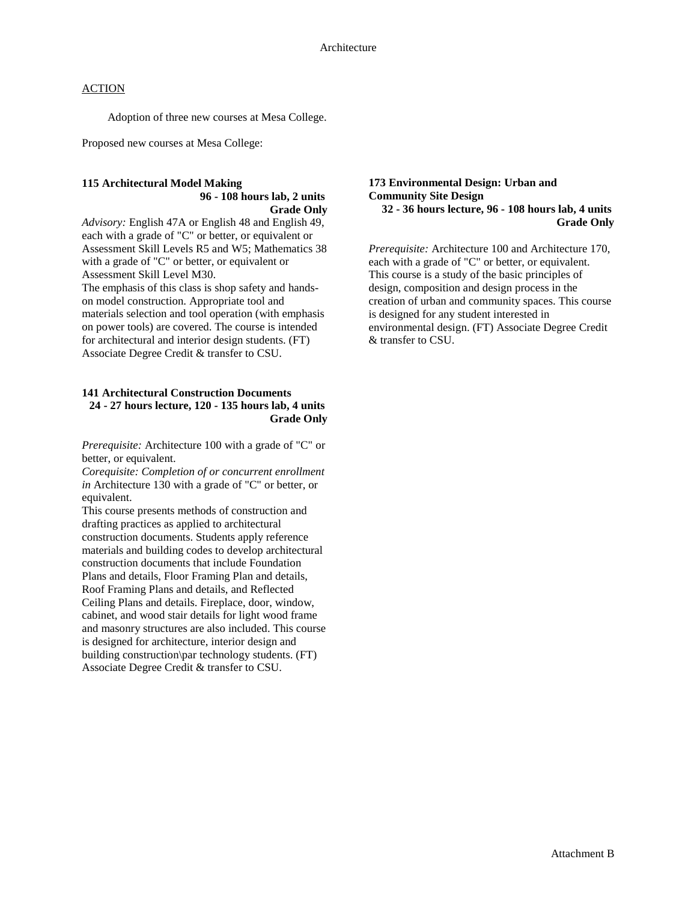# Architecture

ACTION

Adoption of three new courses at Mesa College.

Proposed new courses at Mesa College:

**115 Architectural Model Making**
**96 - 108 hours lab, 2 units**
**Grade Only**

*Advisory:* English 47A or English 48 and English 49, each with a grade of "C" or better, or equivalent or Assessment Skill Levels R5 and W5; Mathematics 38 with a grade of "C" or better, or equivalent or Assessment Skill Level M30.
The emphasis of this class is shop safety and hands-on model construction. Appropriate tool and materials selection and tool operation (with emphasis on power tools) are covered. The course is intended for architectural and interior design students. (FT) Associate Degree Credit & transfer to CSU.

**141 Architectural Construction Documents**
**24 - 27 hours lecture, 120 - 135 hours lab, 4 units**
**Grade Only**

*Prerequisite:* Architecture 100 with a grade of "C" or better, or equivalent.
*Corequisite: Completion of or concurrent enrollment in* Architecture 130 with a grade of "C" or better, or equivalent.
This course presents methods of construction and drafting practices as applied to architectural construction documents. Students apply reference materials and building codes to develop architectural construction documents that include Foundation Plans and details, Floor Framing Plan and details, Roof Framing Plans and details, and Reflected Ceiling Plans and details. Fireplace, door, window, cabinet, and wood stair details for light wood frame and masonry structures are also included. This course is designed for architecture, interior design and building construction\par technology students. (FT) Associate Degree Credit & transfer to CSU.

**173 Environmental Design: Urban and Community Site Design**
**32 - 36 hours lecture, 96 - 108 hours lab, 4 units**
**Grade Only**

*Prerequisite:* Architecture 100 and Architecture 170, each with a grade of "C" or better, or equivalent.
This course is a study of the basic principles of design, composition and design process in the creation of urban and community spaces. This course is designed for any student interested in environmental design. (FT) Associate Degree Credit & transfer to CSU.

Attachment B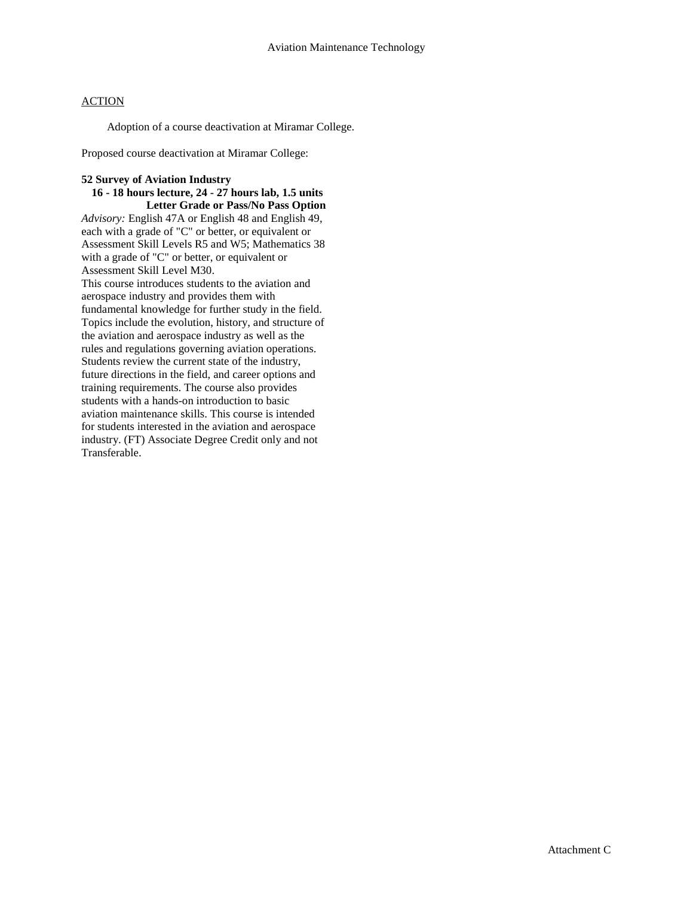# Aviation Maintenance Technology

<u>ACTION</u>

Adoption of a course deactivation at Miramar College.

Proposed course deactivation at Miramar College:

**52 Survey of Aviation Industry**
**16 - 18 hours lecture, 24 - 27 hours lab, 1.5 units**
**Letter Grade or Pass/No Pass Option**

*Advisory:* English 47A or English 48 and English 49, each with a grade of "C" or better, or equivalent or Assessment Skill Levels R5 and W5; Mathematics 38 with a grade of "C" or better, or equivalent or Assessment Skill Level M30.

This course introduces students to the aviation and aerospace industry and provides them with fundamental knowledge for further study in the field. Topics include the evolution, history, and structure of the aviation and aerospace industry as well as the rules and regulations governing aviation operations. Students review the current state of the industry, future directions in the field, and career options and training requirements. The course also provides students with a hands-on introduction to basic aviation maintenance skills. This course is intended for students interested in the aviation and aerospace industry. (FT) Associate Degree Credit only and not Transferable.

Attachment C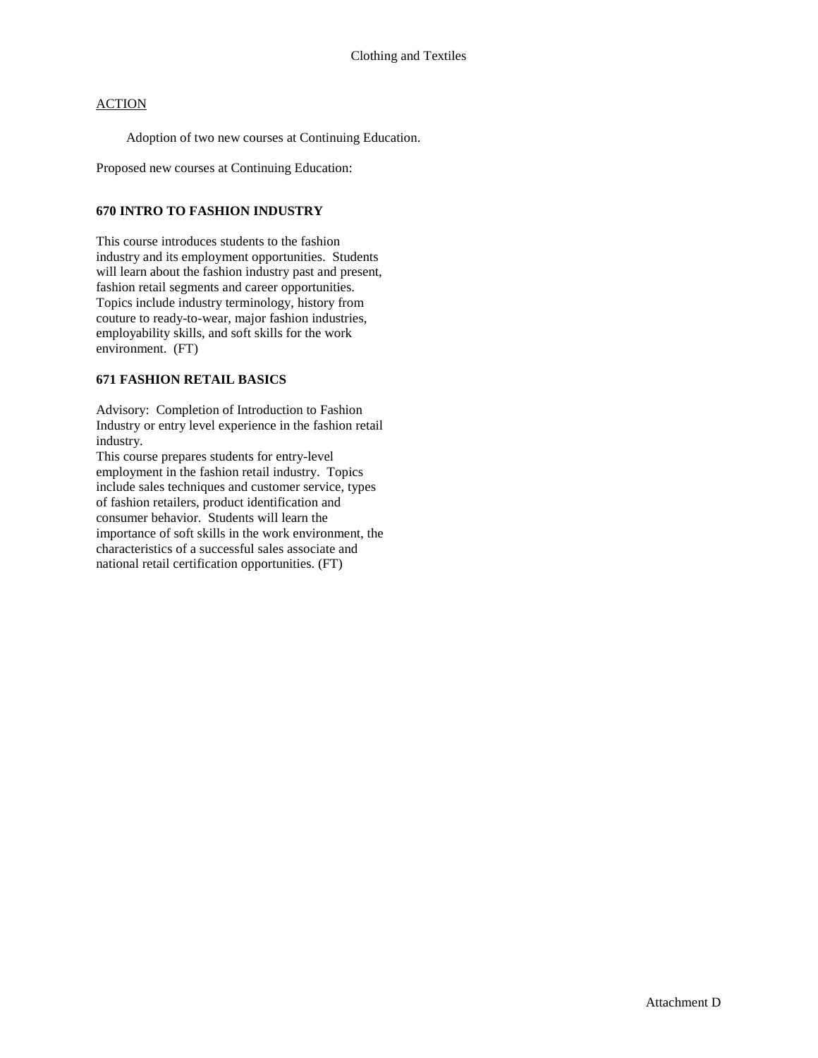Clothing and Textiles

ACTION

Adoption of two new courses at Continuing Education.

Proposed new courses at Continuing Education:

**670 INTRO TO FASHION INDUSTRY**

This course introduces students to the fashion industry and its employment opportunities. Students will learn about the fashion industry past and present, fashion retail segments and career opportunities. Topics include industry terminology, history from couture to ready-to-wear, major fashion industries, employability skills, and soft skills for the work environment. (FT)

**671 FASHION RETAIL BASICS**

Advisory: Completion of Introduction to Fashion Industry or entry level experience in the fashion retail industry.
This course prepares students for entry-level employment in the fashion retail industry. Topics include sales techniques and customer service, types of fashion retailers, product identification and consumer behavior. Students will learn the importance of soft skills in the work environment, the characteristics of a successful sales associate and national retail certification opportunities. (FT)

Attachment D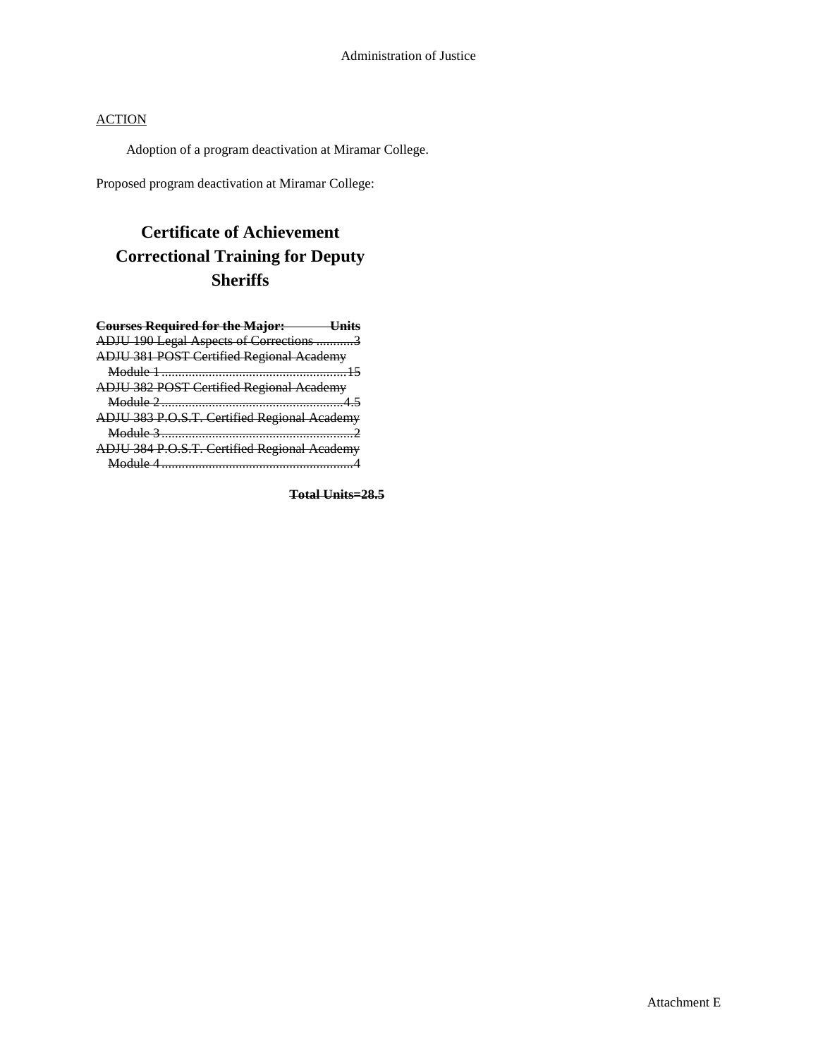Administration of Justice

<u>ACTION</u>

Adoption of a program deactivation at Miramar College.

Proposed program deactivation at Miramar College:

## Certificate of Achievement
## Correctional Training for Deputy Sheriffs

~~**Courses Required for the Major: Units**~~
~~ADJU 190 Legal Aspects of Corrections ...........3~~
~~ADJU 381 POST Certified Regional Academy Module 1 ........................................................15~~
~~ADJU 382 POST Certified Regional Academy Module 2 .......................................................4.5~~
~~ADJU 383 P.O.S.T. Certified Regional Academy Module 3 ..........................................................2~~
~~ADJU 384 P.O.S.T. Certified Regional Academy Module 4 ..........................................................4~~

~~**Total Units=28.5**~~

Attachment E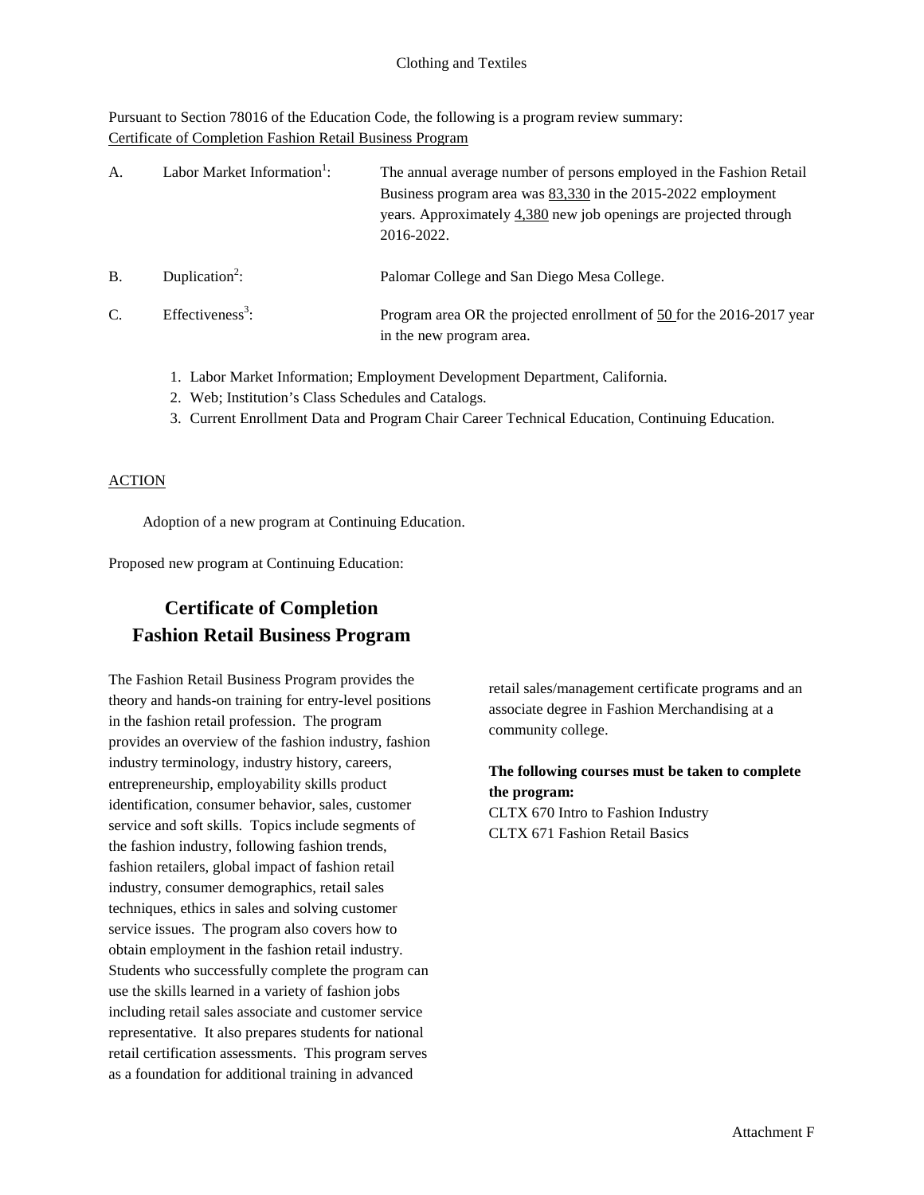Clothing and Textiles

Pursuant to Section 78016 of the Education Code, the following is a program review summary:
Certificate of Completion Fashion Retail Business Program

A. Labor Market Information[1]: The annual average number of persons employed in the Fashion Retail Business program area was 83,330 in the 2015-2022 employment years. Approximately 4,380 new job openings are projected through 2016-2022.

B. Duplication[2]: Palomar College and San Diego Mesa College.

C. Effectiveness[3]: Program area OR the projected enrollment of 50 for the 2016-2017 year in the new program area.

1. Labor Market Information; Employment Development Department, California.
2. Web; Institution's Class Schedules and Catalogs.
3. Current Enrollment Data and Program Chair Career Technical Education, Continuing Education.

ACTION

Adoption of a new program at Continuing Education.

Proposed new program at Continuing Education:

## Certificate of Completion
## Fashion Retail Business Program

The Fashion Retail Business Program provides the theory and hands-on training for entry-level positions in the fashion retail profession. The program provides an overview of the fashion industry, fashion industry terminology, industry history, careers, entrepreneurship, employability skills product identification, consumer behavior, sales, customer service and soft skills. Topics include segments of the fashion industry, following fashion trends, fashion retailers, global impact of fashion retail industry, consumer demographics, retail sales techniques, ethics in sales and solving customer service issues. The program also covers how to obtain employment in the fashion retail industry. Students who successfully complete the program can use the skills learned in a variety of fashion jobs including retail sales associate and customer service representative. It also prepares students for national retail certification assessments. This program serves as a foundation for additional training in advanced retail sales/management certificate programs and an associate degree in Fashion Merchandising at a community college.

**The following courses must be taken to complete the program:**

CLTX 670 Intro to Fashion Industry
CLTX 671 Fashion Retail Basics

Attachment F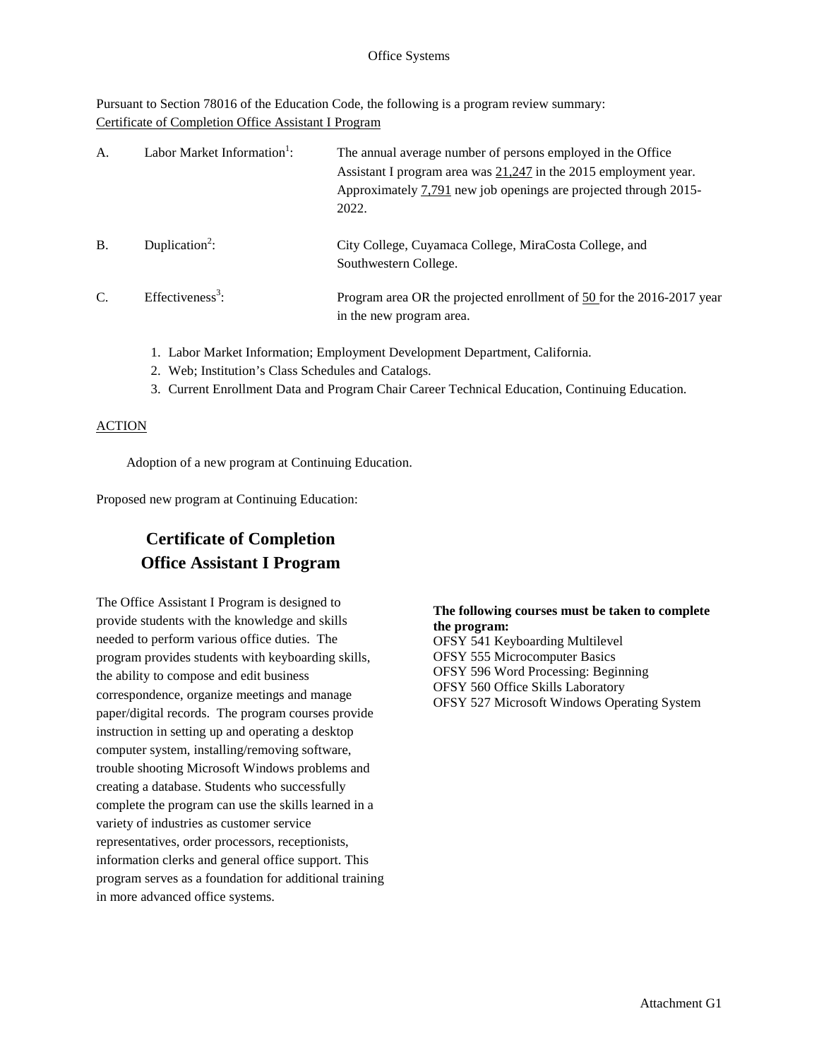Office Systems

Pursuant to Section 78016 of the Education Code, the following is a program review summary:
Certificate of Completion Office Assistant I Program

A. Labor Market Information[1]: The annual average number of persons employed in the Office Assistant I program area was 21,247 in the 2015 employment year. Approximately 7,791 new job openings are projected through 2015-2022.

B. Duplication[2]: City College, Cuyamaca College, MiraCosta College, and Southwestern College.

C. Effectiveness[3]: Program area OR the projected enrollment of 50 for the 2016-2017 year in the new program area.

1. Labor Market Information; Employment Development Department, California.
2. Web; Institution's Class Schedules and Catalogs.
3. Current Enrollment Data and Program Chair Career Technical Education, Continuing Education.

ACTION

Adoption of a new program at Continuing Education.

Proposed new program at Continuing Education:

## Certificate of Completion
## Office Assistant I Program

The Office Assistant I Program is designed to provide students with the knowledge and skills needed to perform various office duties. The program provides students with keyboarding skills, the ability to compose and edit business correspondence, organize meetings and manage paper/digital records. The program courses provide instruction in setting up and operating a desktop computer system, installing/removing software, trouble shooting Microsoft Windows problems and creating a database. Students who successfully complete the program can use the skills learned in a variety of industries as customer service representatives, order processors, receptionists, information clerks and general office support. This program serves as a foundation for additional training in more advanced office systems.

**The following courses must be taken to complete the program:**

OFSY 541 Keyboarding Multilevel
OFSY 555 Microcomputer Basics
OFSY 596 Word Processing: Beginning
OFSY 560 Office Skills Laboratory
OFSY 527 Microsoft Windows Operating System

Attachment G1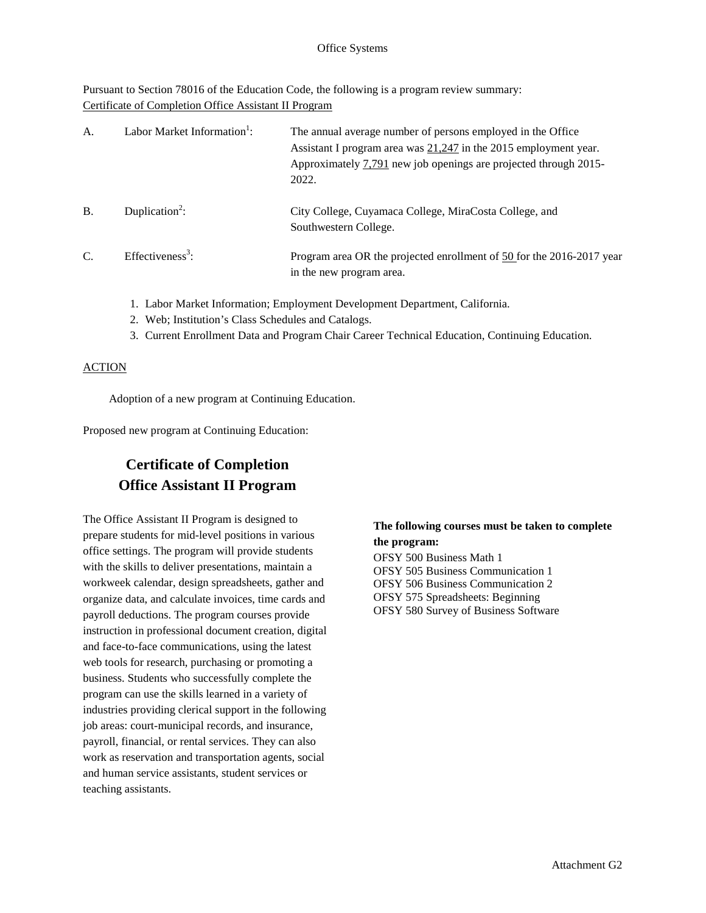Office Systems

Pursuant to Section 78016 of the Education Code, the following is a program review summary:
Certificate of Completion Office Assistant II Program

| | | |
|---|---|---|
| A. | Labor Market Information[1]: | The annual average number of persons employed in the Office Assistant I program area was 21,247 in the 2015 employment year. Approximately 7,791 new job openings are projected through 2015-2022. |
| B. | Duplication[2]: | City College, Cuyamaca College, MiraCosta College, and Southwestern College. |
| C. | Effectiveness[3]: | Program area OR the projected enrollment of 50 for the 2016-2017 year in the new program area. |

1. Labor Market Information; Employment Development Department, California.
2. Web; Institution's Class Schedules and Catalogs.
3. Current Enrollment Data and Program Chair Career Technical Education, Continuing Education.

ACTION

Adoption of a new program at Continuing Education.

Proposed new program at Continuing Education:

## Certificate of Completion
## Office Assistant II Program

The Office Assistant II Program is designed to prepare students for mid-level positions in various office settings. The program will provide students with the skills to deliver presentations, maintain a workweek calendar, design spreadsheets, gather and organize data, and calculate invoices, time cards and payroll deductions. The program courses provide instruction in professional document creation, digital and face-to-face communications, using the latest web tools for research, purchasing or promoting a business. Students who successfully complete the program can use the skills learned in a variety of industries providing clerical support in the following job areas: court-municipal records, and insurance, payroll, financial, or rental services. They can also work as reservation and transportation agents, social and human service assistants, student services or teaching assistants.

**The following courses must be taken to complete the program:**

OFSY 500 Business Math 1
OFSY 505 Business Communication 1
OFSY 506 Business Communication 2
OFSY 575 Spreadsheets: Beginning
OFSY 580 Survey of Business Software

Attachment G2